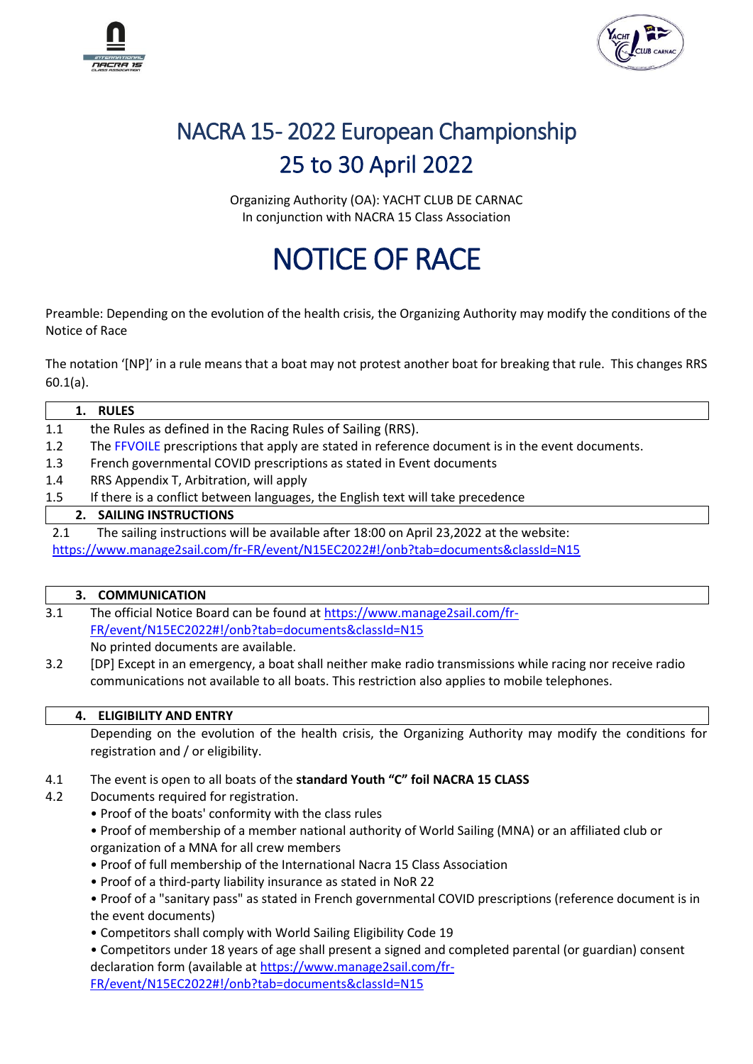# NACRA 15- 2022 European Championship
# 25 to 30 April 2022

Organizing Authority (OA): YACHT CLUB DE CARNAC
In conjunction with NACRA 15 Class Association

# NOTICE OF RACE

Preamble: Depending on the evolution of the health crisis, the Organizing Authority may modify the conditions of the Notice of Race

The notation '[NP]' in a rule means that a boat may not protest another boat for breaking that rule. This changes RRS 60.1(a).

## 1. RULES

1.1 the Rules as defined in the Racing Rules of Sailing (RRS).

1.2 The FFVOILE prescriptions that apply are stated in reference document is in the event documents.

1.3 French governmental COVID prescriptions as stated in Event documents

1.4 RRS Appendix T, Arbitration, will apply

1.5 If there is a conflict between languages, the English text will take precedence

## 2. SAILING INSTRUCTIONS

2.1 The sailing instructions will be available after 18:00 on April 23,2022 at the website: https://www.manage2sail.com/fr-FR/event/N15EC2022#!/onb?tab=documents&classId=N15

## 3. COMMUNICATION

3.1 The official Notice Board can be found at https://www.manage2sail.com/fr-FR/event/N15EC2022#!/onb?tab=documents&classId=N15
No printed documents are available.

3.2 [DP] Except in an emergency, a boat shall neither make radio transmissions while racing nor receive radio communications not available to all boats. This restriction also applies to mobile telephones.

## 4. ELIGIBILITY AND ENTRY

Depending on the evolution of the health crisis, the Organizing Authority may modify the conditions for registration and / or eligibility.

4.1 The event is open to all boats of the **standard Youth "C" foil NACRA 15 CLASS**

4.2 Documents required for registration.

- Proof of the boats' conformity with the class rules
- Proof of membership of a member national authority of World Sailing (MNA) or an affiliated club or organization of a MNA for all crew members
- Proof of full membership of the International Nacra 15 Class Association
- Proof of a third-party liability insurance as stated in NoR 22
- Proof of a "sanitary pass" as stated in French governmental COVID prescriptions (reference document is in the event documents)
- Competitors shall comply with World Sailing Eligibility Code 19
- Competitors under 18 years of age shall present a signed and completed parental (or guardian) consent declaration form (available at https://www.manage2sail.com/fr-FR/event/N15EC2022#!/onb?tab=documents&classId=N15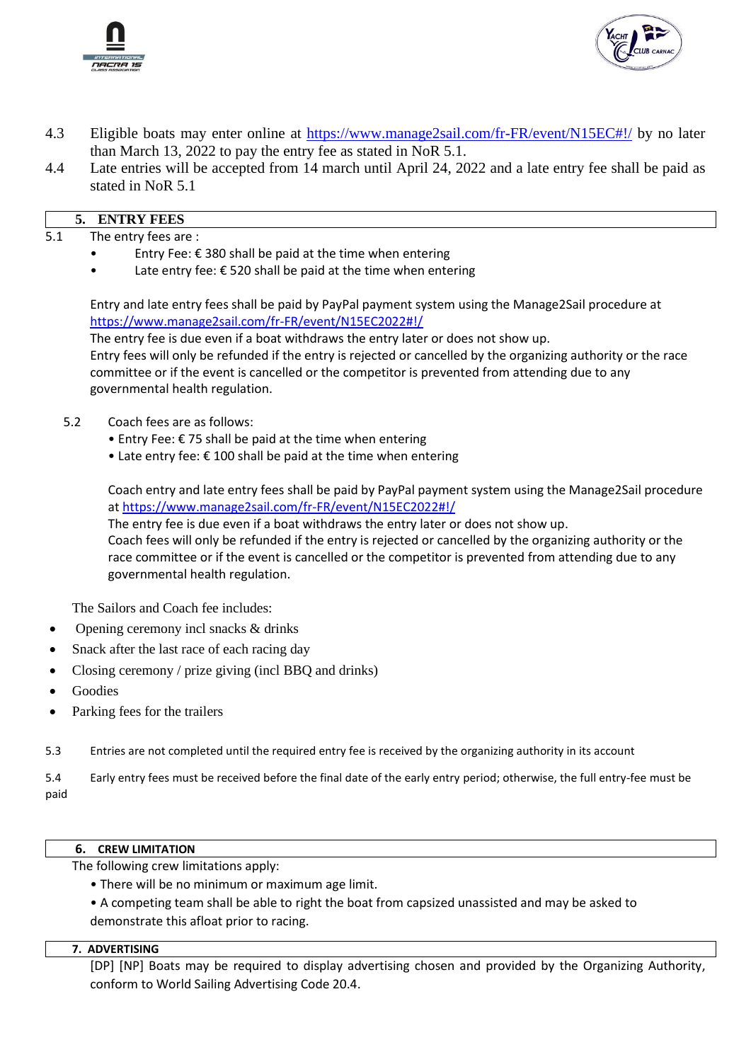4.3 Eligible boats may enter online at [https://www.manage2sail.com/fr-FR/event/N15EC#!/](https://www.manage2sail.com/fr-FR/event/N15EC#!/) by no later than March 13, 2022 to pay the entry fee as stated in NoR 5.1.

4.4 Late entries will be accepted from 14 march until April 24, 2022 and a late entry fee shall be paid as stated in NoR 5.1

## 5. ENTRY FEES

5.1 The entry fees are :

- Entry Fee: € 380 shall be paid at the time when entering
- Late entry fee: € 520 shall be paid at the time when entering

Entry and late entry fees shall be paid by PayPal payment system using the Manage2Sail procedure at [https://www.manage2sail.com/fr-FR/event/N15EC2022#!/](https://www.manage2sail.com/fr-FR/event/N15EC2022#!/)
The entry fee is due even if a boat withdraws the entry later or does not show up.
Entry fees will only be refunded if the entry is rejected or cancelled by the organizing authority or the race committee or if the event is cancelled or the competitor is prevented from attending due to any governmental health regulation.

5.2 Coach fees are as follows:

- Entry Fee: € 75 shall be paid at the time when entering
- Late entry fee: € 100 shall be paid at the time when entering

Coach entry and late entry fees shall be paid by PayPal payment system using the Manage2Sail procedure at [https://www.manage2sail.com/fr-FR/event/N15EC2022#!/](https://www.manage2sail.com/fr-FR/event/N15EC2022#!/)
The entry fee is due even if a boat withdraws the entry later or does not show up.
Coach fees will only be refunded if the entry is rejected or cancelled by the organizing authority or the race committee or if the event is cancelled or the competitor is prevented from attending due to any governmental health regulation.

The Sailors and Coach fee includes:

- Opening ceremony incl snacks & drinks
- Snack after the last race of each racing day
- Closing ceremony / prize giving (incl BBQ and drinks)
- Goodies
- Parking fees for the trailers

5.3 Entries are not completed until the required entry fee is received by the organizing authority in its account

5.4 Early entry fees must be received before the final date of the early entry period; otherwise, the full entry-fee must be paid

## 6. CREW LIMITATION

The following crew limitations apply:

- There will be no minimum or maximum age limit.
- A competing team shall be able to right the boat from capsized unassisted and may be asked to demonstrate this afloat prior to racing.

## 7. ADVERTISING

[DP] [NP] Boats may be required to display advertising chosen and provided by the Organizing Authority, conform to World Sailing Advertising Code 20.4.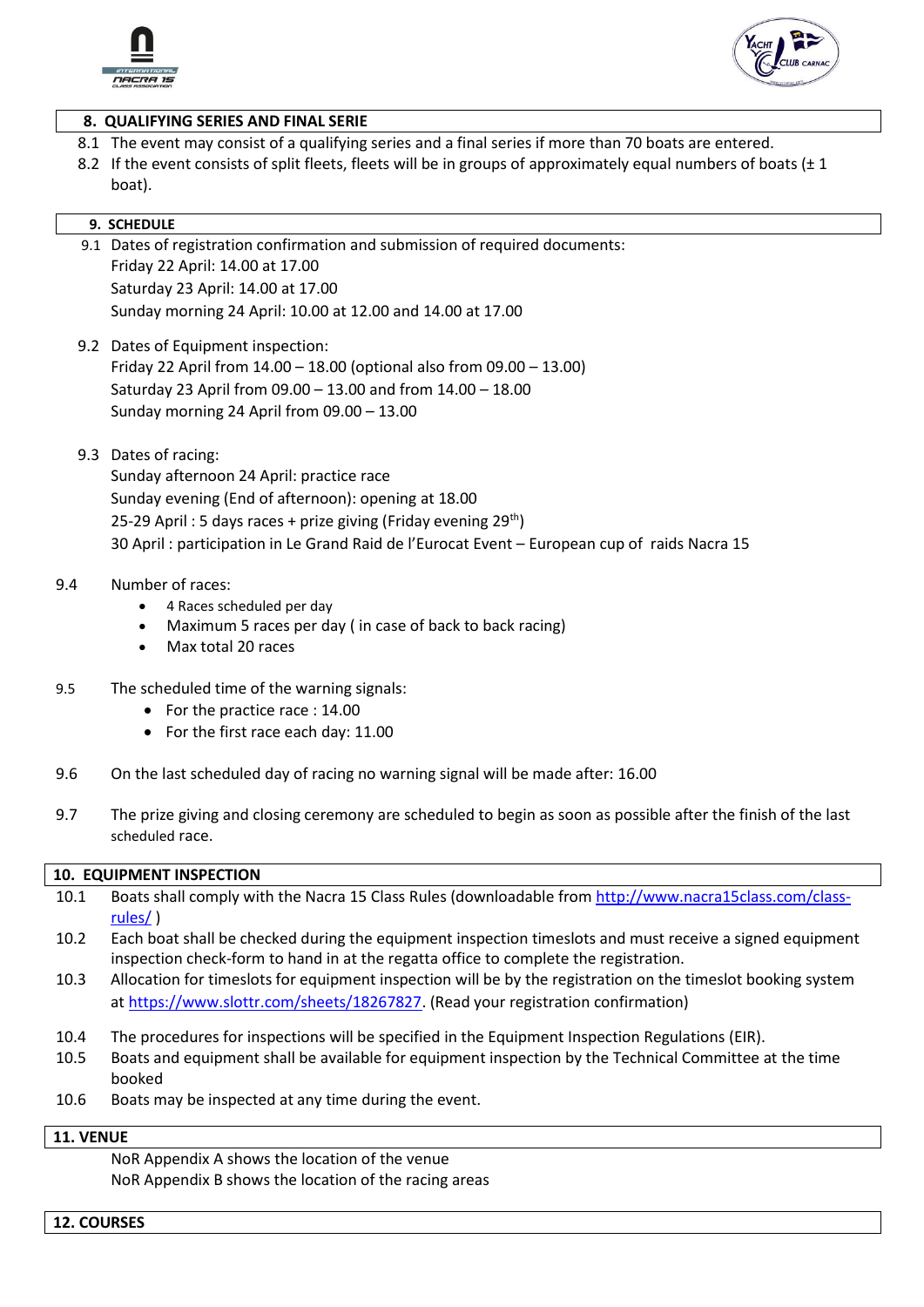## 8. QUALIFYING SERIES AND FINAL SERIE

8.1 The event may consist of a qualifying series and a final series if more than 70 boats are entered.

8.2 If the event consists of split fleets, fleets will be in groups of approximately equal numbers of boats (± 1 boat).

## 9. SCHEDULE

9.1 Dates of registration confirmation and submission of required documents:
Friday 22 April: 14.00 at 17.00
Saturday 23 April: 14.00 at 17.00
Sunday morning 24 April: 10.00 at 12.00 and 14.00 at 17.00

9.2 Dates of Equipment inspection:
Friday 22 April from 14.00 – 18.00 (optional also from 09.00 – 13.00)
Saturday 23 April from 09.00 – 13.00 and from 14.00 – 18.00
Sunday morning 24 April from 09.00 – 13.00

9.3 Dates of racing:
Sunday afternoon 24 April: practice race
Sunday evening (End of afternoon): opening at 18.00
25-29 April : 5 days races + prize giving (Friday evening 29th)
30 April : participation in Le Grand Raid de l'Eurocat Event – European cup of raids Nacra 15

9.4 Number of races:

- 4 Races scheduled per day
- Maximum 5 races per day ( in case of back to back racing)
- Max total 20 races

9.5 The scheduled time of the warning signals:

- For the practice race : 14.00
- For the first race each day: 11.00

9.6 On the last scheduled day of racing no warning signal will be made after: 16.00

9.7 The prize giving and closing ceremony are scheduled to begin as soon as possible after the finish of the last scheduled race.

## 10. EQUIPMENT INSPECTION

10.1 Boats shall comply with the Nacra 15 Class Rules (downloadable from http://www.nacra15class.com/class-rules/ )

10.2 Each boat shall be checked during the equipment inspection timeslots and must receive a signed equipment inspection check-form to hand in at the regatta office to complete the registration.

10.3 Allocation for timeslots for equipment inspection will be by the registration on the timeslot booking system at https://www.slottr.com/sheets/18267827. (Read your registration confirmation)

10.4 The procedures for inspections will be specified in the Equipment Inspection Regulations (EIR).

10.5 Boats and equipment shall be available for equipment inspection by the Technical Committee at the time booked

10.6 Boats may be inspected at any time during the event.

## 11. VENUE

NoR Appendix A shows the location of the venue
NoR Appendix B shows the location of the racing areas

## 12. COURSES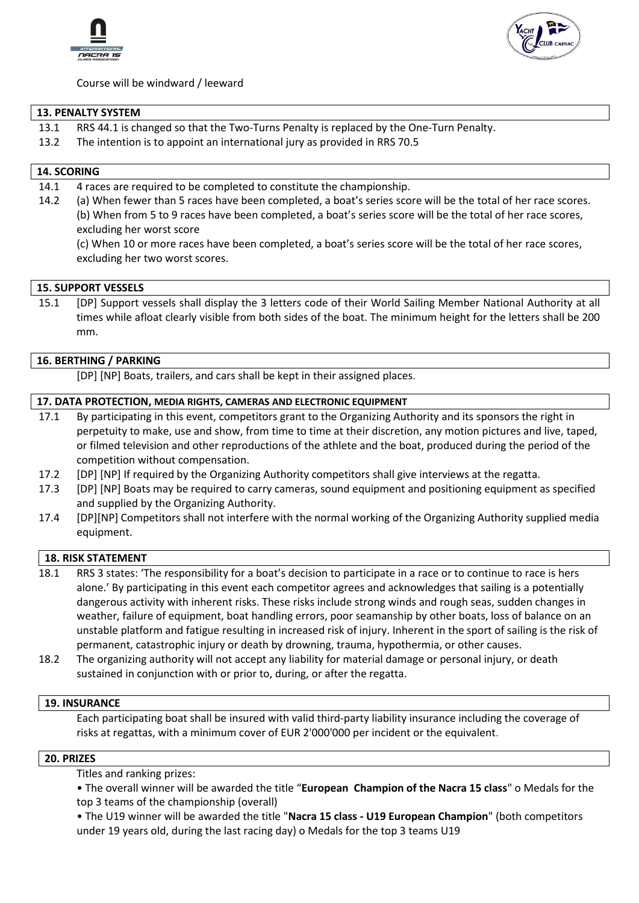Course will be windward / leeward

## 13. PENALTY SYSTEM

13.1 RRS 44.1 is changed so that the Two-Turns Penalty is replaced by the One-Turn Penalty.

13.2 The intention is to appoint an international jury as provided in RRS 70.5

## 14. SCORING

14.1 4 races are required to be completed to constitute the championship.

14.2 (a) When fewer than 5 races have been completed, a boat's series score will be the total of her race scores.
(b) When from 5 to 9 races have been completed, a boat's series score will be the total of her race scores, excluding her worst score
(c) When 10 or more races have been completed, a boat's series score will be the total of her race scores, excluding her two worst scores.

## 15. SUPPORT VESSELS

15.1 [DP] Support vessels shall display the 3 letters code of their World Sailing Member National Authority at all times while afloat clearly visible from both sides of the boat. The minimum height for the letters shall be 200 mm.

## 16. BERTHING / PARKING

[DP] [NP] Boats, trailers, and cars shall be kept in their assigned places.

## 17. DATA PROTECTION, MEDIA RIGHTS, CAMERAS AND ELECTRONIC EQUIPMENT

17.1 By participating in this event, competitors grant to the Organizing Authority and its sponsors the right in perpetuity to make, use and show, from time to time at their discretion, any motion pictures and live, taped, or filmed television and other reproductions of the athlete and the boat, produced during the period of the competition without compensation.

17.2 [DP] [NP] If required by the Organizing Authority competitors shall give interviews at the regatta.

17.3 [DP] [NP] Boats may be required to carry cameras, sound equipment and positioning equipment as specified and supplied by the Organizing Authority.

17.4 [DP][NP] Competitors shall not interfere with the normal working of the Organizing Authority supplied media equipment.

## 18. RISK STATEMENT

18.1 RRS 3 states: 'The responsibility for a boat's decision to participate in a race or to continue to race is hers alone.' By participating in this event each competitor agrees and acknowledges that sailing is a potentially dangerous activity with inherent risks. These risks include strong winds and rough seas, sudden changes in weather, failure of equipment, boat handling errors, poor seamanship by other boats, loss of balance on an unstable platform and fatigue resulting in increased risk of injury. Inherent in the sport of sailing is the risk of permanent, catastrophic injury or death by drowning, trauma, hypothermia, or other causes.

18.2 The organizing authority will not accept any liability for material damage or personal injury, or death sustained in conjunction with or prior to, during, or after the regatta.

## 19. INSURANCE

Each participating boat shall be insured with valid third-party liability insurance including the coverage of risks at regattas, with a minimum cover of EUR 2'000'000 per incident or the equivalent.

## 20. PRIZES

Titles and ranking prizes:

- The overall winner will be awarded the title "**European Champion of the Nacra 15 class**" o Medals for the top 3 teams of the championship (overall)
- The U19 winner will be awarded the title "**Nacra 15 class - U19 European Champion**" (both competitors under 19 years old, during the last racing day) o Medals for the top 3 teams U19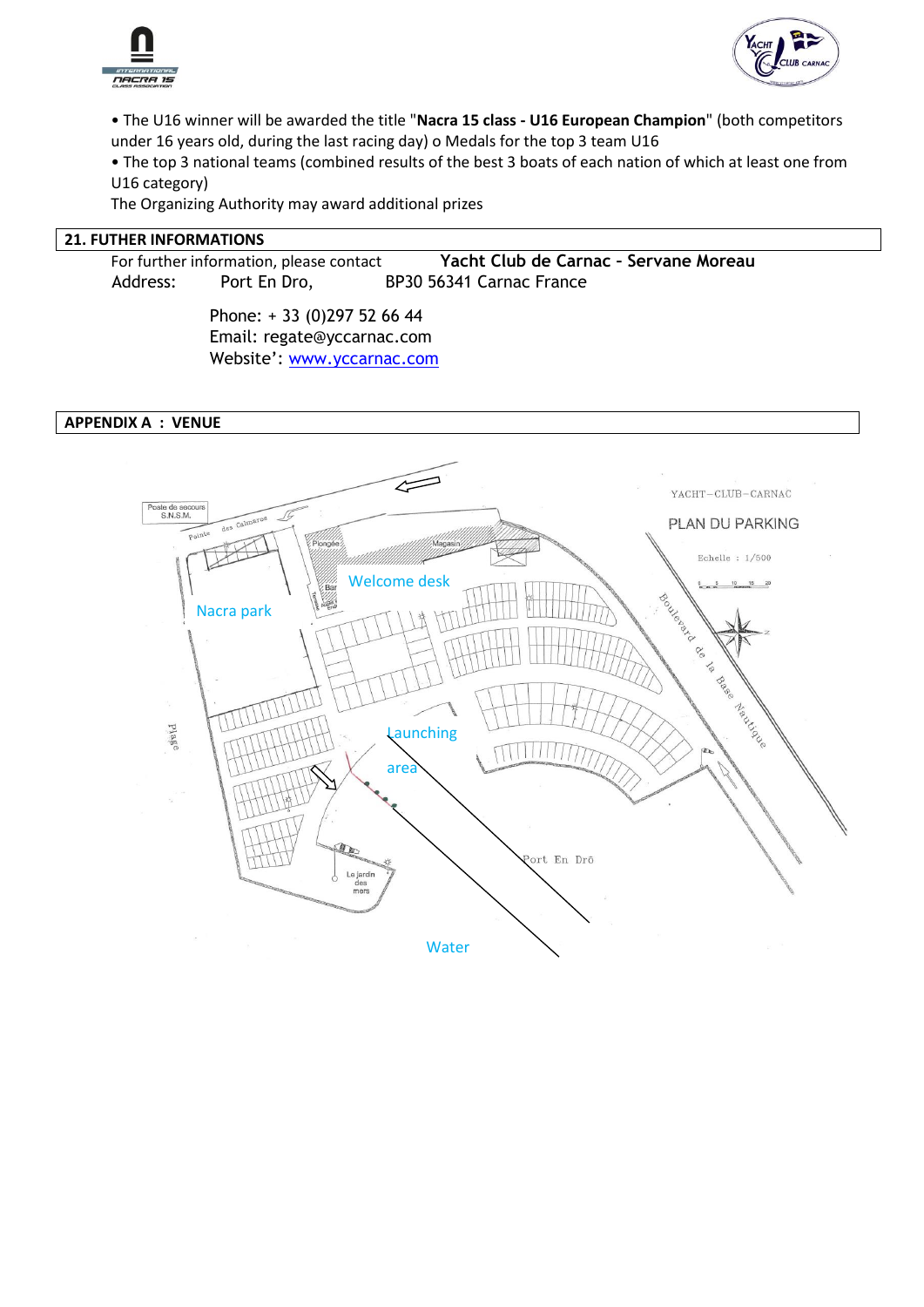• The U16 winner will be awarded the title "**Nacra 15 class - U16 European Champion**" (both competitors under 16 years old, during the last racing day) o Medals for the top 3 team U16

• The top 3 national teams (combined results of the best 3 boats of each nation of which at least one from U16 category)

The Organizing Authority may award additional prizes

## 21. FUTHER INFORMATIONS

For further information, please contact **Yacht Club de Carnac - Servane Moreau**

Address: Port En Dro, BP30 56341 Carnac France

Phone: + 33 (0)297 52 66 44
Email: regate@yccarnac.com
Website': www.yccarnac.com

## APPENDIX A : VENUE

YACHT-CLUB-CARNAC
PLAN DU PARKING
Echelle : 1/500

Nacra park
Welcome desk
Launching area
Water
Port En Drô
Boulevard de la Base Nautique
Pointe des Calmarez
Poste de secours S.N.S.M.
Plage
Le jardin des mers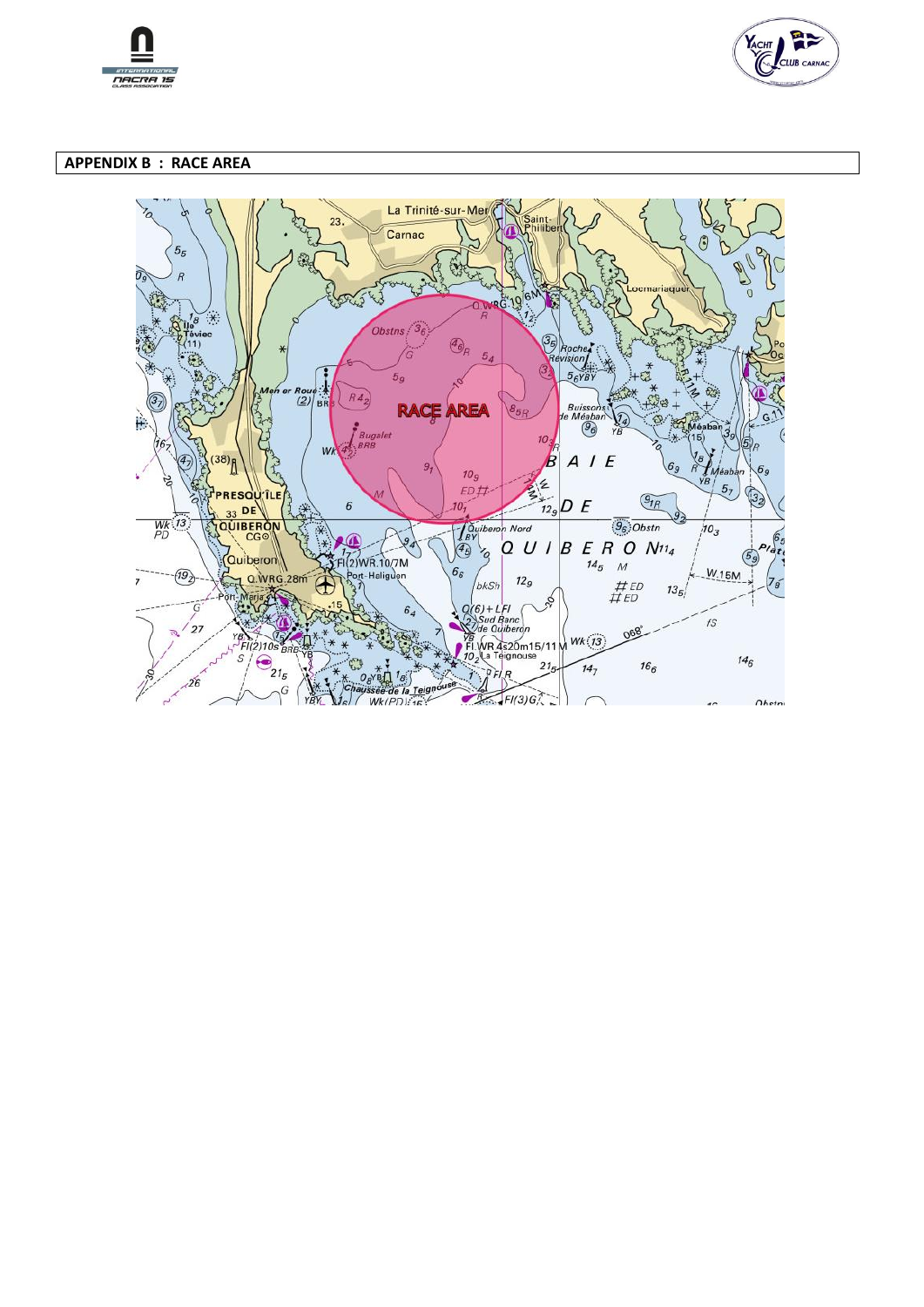## APPENDIX B : RACE AREA

La Trinité-sur-Mer
Saint-Philibert
Carnac
Locmariaquer
RACE AREA
BAIE DE QUIBERON
PRESQU'ÎLE DE QUIBERON
Quiberon
Port-Haliguen
Port-Maria
Men er Roue
Bugalet
Roche Révision
Buissons de Méaban
Méaban
Quiberon Nord
Sud Banc de Quiberon
La Teignouse
Chaussée de la Teignouse
Île Téviec